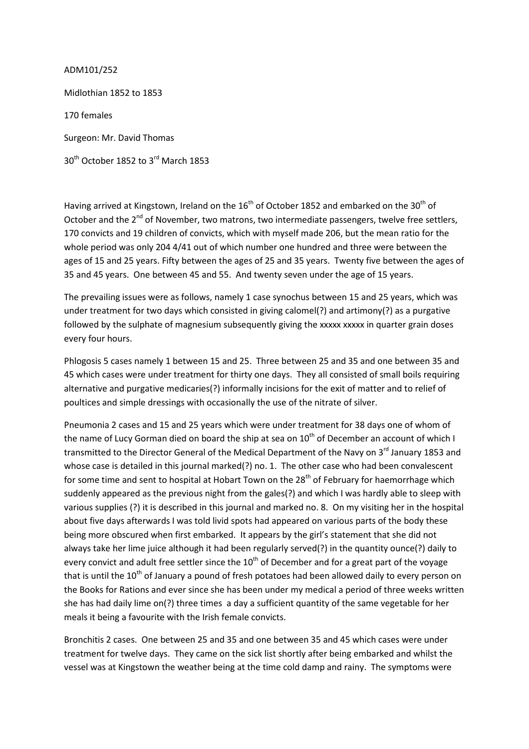ADM101/252

Midlothian 1852 to 1853

170 females

Surgeon: Mr. David Thomas

30th October 1852 to 3rd March 1853

Having arrived at Kingstown, Ireland on the 16th of October 1852 and embarked on the 30th of October and the 2nd of November, two matrons, two intermediate passengers, twelve free settlers, 170 convicts and 19 children of convicts, which with myself made 206, but the mean ratio for the whole period was only 204 4/41 out of which number one hundred and three were between the ages of 15 and 25 years. Fifty between the ages of 25 and 35 years. Twenty five between the ages of 35 and 45 years. One between 45 and 55. And twenty seven under the age of 15 years.

The prevailing issues were as follows, namely 1 case synochus between 15 and 25 years, which was under treatment for two days which consisted in giving calomel(?) and artimony(?) as a purgative followed by the sulphate of magnesium subsequently giving the xxxxx xxxxx in quarter grain doses every four hours.

Phlogosis 5 cases namely 1 between 15 and 25. Three between 25 and 35 and one between 35 and 45 which cases were under treatment for thirty one days. They all consisted of small boils requiring alternative and purgative medicaries(?) informally incisions for the exit of matter and to relief of poultices and simple dressings with occasionally the use of the nitrate of silver.

Pneumonia 2 cases and 15 and 25 years which were under treatment for 38 days one of whom of the name of Lucy Gorman died on board the ship at sea on 10th of December an account of which I transmitted to the Director General of the Medical Department of the Navy on 3rd January 1853 and whose case is detailed in this journal marked(?) no. 1. The other case who had been convalescent for some time and sent to hospital at Hobart Town on the 28th of February for haemorrhage which suddenly appeared as the previous night from the gales(?) and which I was hardly able to sleep with various supplies (?) it is described in this journal and marked no. 8. On my visiting her in the hospital about five days afterwards I was told livid spots had appeared on various parts of the body these being more obscured when first embarked. It appears by the girl's statement that she did not always take her lime juice although it had been regularly served(?) in the quantity ounce(?) daily to every convict and adult free settler since the 10th of December and for a great part of the voyage that is until the 10th of January a pound of fresh potatoes had been allowed daily to every person on the Books for Rations and ever since she has been under my medical a period of three weeks written she has had daily lime on(?) three times a day a sufficient quantity of the same vegetable for her meals it being a favourite with the Irish female convicts.

Bronchitis 2 cases. One between 25 and 35 and one between 35 and 45 which cases were under treatment for twelve days. They came on the sick list shortly after being embarked and whilst the vessel was at Kingstown the weather being at the time cold damp and rainy. The symptoms were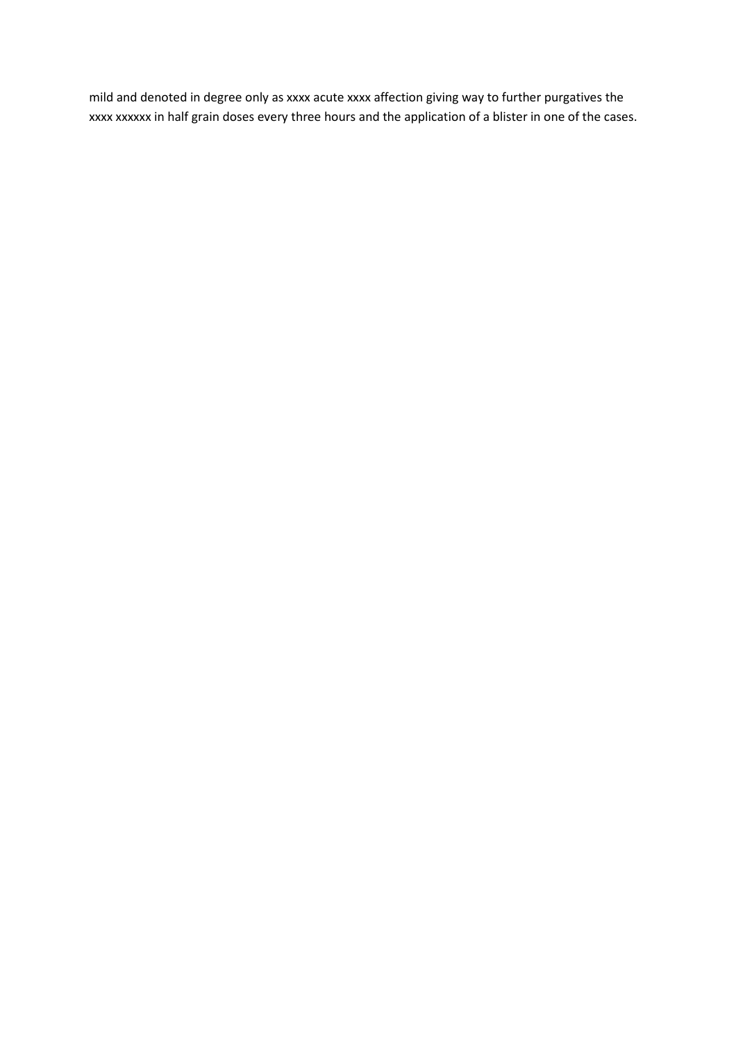mild and denoted in degree only as xxxx acute xxxx affection giving way to further purgatives the xxxx xxxxxx in half grain doses every three hours and the application of a blister in one of the cases.